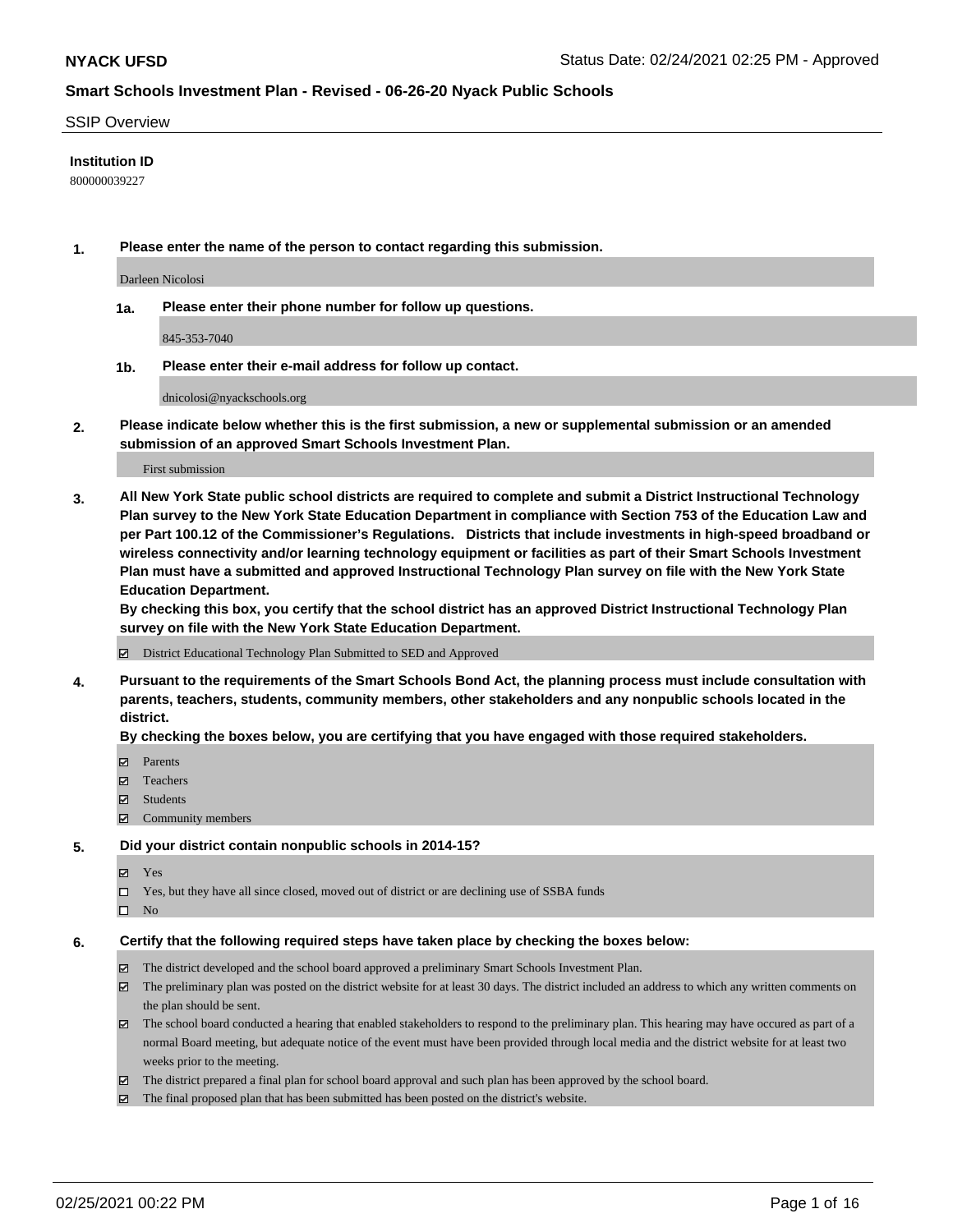## SSIP Overview

**Institution ID**

800000039227

**1. Please enter the name of the person to contact regarding this submission.**

Darleen Nicolosi

**1a. Please enter their phone number for follow up questions.**

845-353-7040

**1b. Please enter their e-mail address for follow up contact.**

dnicolosi@nyackschools.org

**2. Please indicate below whether this is the first submission, a new or supplemental submission or an amended submission of an approved Smart Schools Investment Plan.**

First submission

**3. All New York State public school districts are required to complete and submit a District Instructional Technology Plan survey to the New York State Education Department in compliance with Section 753 of the Education Law and per Part 100.12 of the Commissioner's Regulations. Districts that include investments in high-speed broadband or wireless connectivity and/or learning technology equipment or facilities as part of their Smart Schools Investment Plan must have a submitted and approved Instructional Technology Plan survey on file with the New York State Education Department.**

**By checking this box, you certify that the school district has an approved District Instructional Technology Plan survey on file with the New York State Education Department.**

☑ District Educational Technology Plan Submitted to SED and Approved

**4. Pursuant to the requirements of the Smart Schools Bond Act, the planning process must include consultation with parents, teachers, students, community members, other stakeholders and any nonpublic schools located in the district.**

**By checking the boxes below, you are certifying that you have engaged with those required stakeholders.**

☑ Parents
☑ Teachers
☑ Students
☑ Community members

**5. Did your district contain nonpublic schools in 2014-15?**

☑ Yes
☐ Yes, but they have all since closed, moved out of district or are declining use of SSBA funds
☐ No

**6. Certify that the following required steps have taken place by checking the boxes below:**

☑ The district developed and the school board approved a preliminary Smart Schools Investment Plan.
☑ The preliminary plan was posted on the district website for at least 30 days. The district included an address to which any written comments on the plan should be sent.
☑ The school board conducted a hearing that enabled stakeholders to respond to the preliminary plan. This hearing may have occured as part of a normal Board meeting, but adequate notice of the event must have been provided through local media and the district website for at least two weeks prior to the meeting.
☑ The district prepared a final plan for school board approval and such plan has been approved by the school board.
☑ The final proposed plan that has been submitted has been posted on the district's website.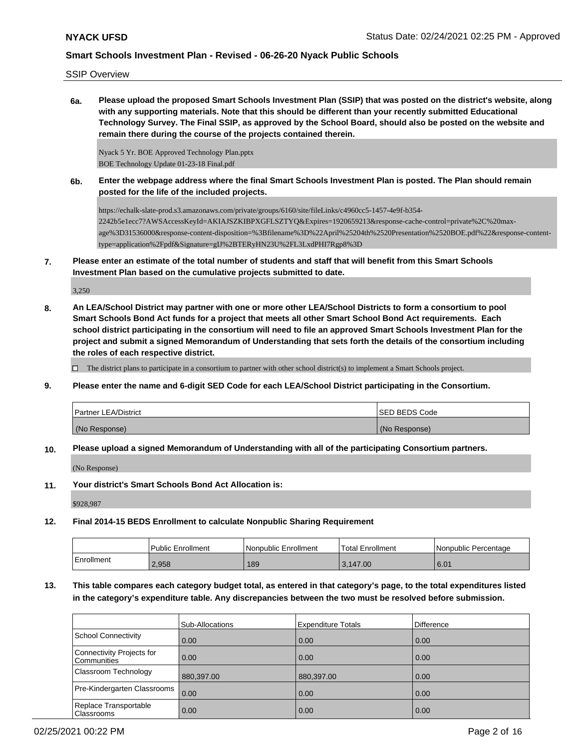SSIP Overview

**6a. Please upload the proposed Smart Schools Investment Plan (SSIP) that was posted on the district's website, along with any supporting materials. Note that this should be different than your recently submitted Educational Technology Survey. The Final SSIP, as approved by the School Board, should also be posted on the website and remain there during the course of the projects contained therein.**

Nyack 5 Yr. BOE Approved Technology Plan.pptx
BOE Technology Update 01-23-18 Final.pdf

**6b. Enter the webpage address where the final Smart Schools Investment Plan is posted. The Plan should remain posted for the life of the included projects.**

https://echalk-slate-prod.s3.amazonaws.com/private/groups/6160/site/fileLinks/c4960cc5-1457-4e9f-b354-2242b5e1ecc7?AWSAccessKeyId=AKIAJSZKIBPXGFLSZTYQ&Expires=1920659213&response-cache-control=private%2C%20max-age%3D31536000&response-content-disposition=%3Bfilename%3D%22April%25204th%2520Presentation%2520BOE.pdf%22&response-content-type=application%2Fpdf&Signature=gIJ%2BTERyHN23U%2FL3LxdPHI7Rgp8%3D

**7. Please enter an estimate of the total number of students and staff that will benefit from this Smart Schools Investment Plan based on the cumulative projects submitted to date.**

3,250

**8. An LEA/School District may partner with one or more other LEA/School Districts to form a consortium to pool Smart Schools Bond Act funds for a project that meets all other Smart School Bond Act requirements. Each school district participating in the consortium will need to file an approved Smart Schools Investment Plan for the project and submit a signed Memorandum of Understanding that sets forth the details of the consortium including the roles of each respective district.**

☐ The district plans to participate in a consortium to partner with other school district(s) to implement a Smart Schools project.

**9. Please enter the name and 6-digit SED Code for each LEA/School District participating in the Consortium.**

| Partner LEA/District | SED BEDS Code |
|---|---|
| (No Response) | (No Response) |

**10. Please upload a signed Memorandum of Understanding with all of the participating Consortium partners.**

(No Response)

**11. Your district's Smart Schools Bond Act Allocation is:**

$928,987

**12. Final 2014-15 BEDS Enrollment to calculate Nonpublic Sharing Requirement**

| | Public Enrollment | Nonpublic Enrollment | Total Enrollment | Nonpublic Percentage |
|---|---|---|---|---|
| Enrollment | 2,958 | 189 | 3,147.00 | 6.01 |

**13. This table compares each category budget total, as entered in that category's page, to the total expenditures listed in the category's expenditure table. Any discrepancies between the two must be resolved before submission.**

| | Sub-Allocations | Expenditure Totals | Difference |
|---|---|---|---|
| School Connectivity | 0.00 | 0.00 | 0.00 |
| Connectivity Projects for Communities | 0.00 | 0.00 | 0.00 |
| Classroom Technology | 880,397.00 | 880,397.00 | 0.00 |
| Pre-Kindergarten Classrooms | 0.00 | 0.00 | 0.00 |
| Replace Transportable Classrooms | 0.00 | 0.00 | 0.00 |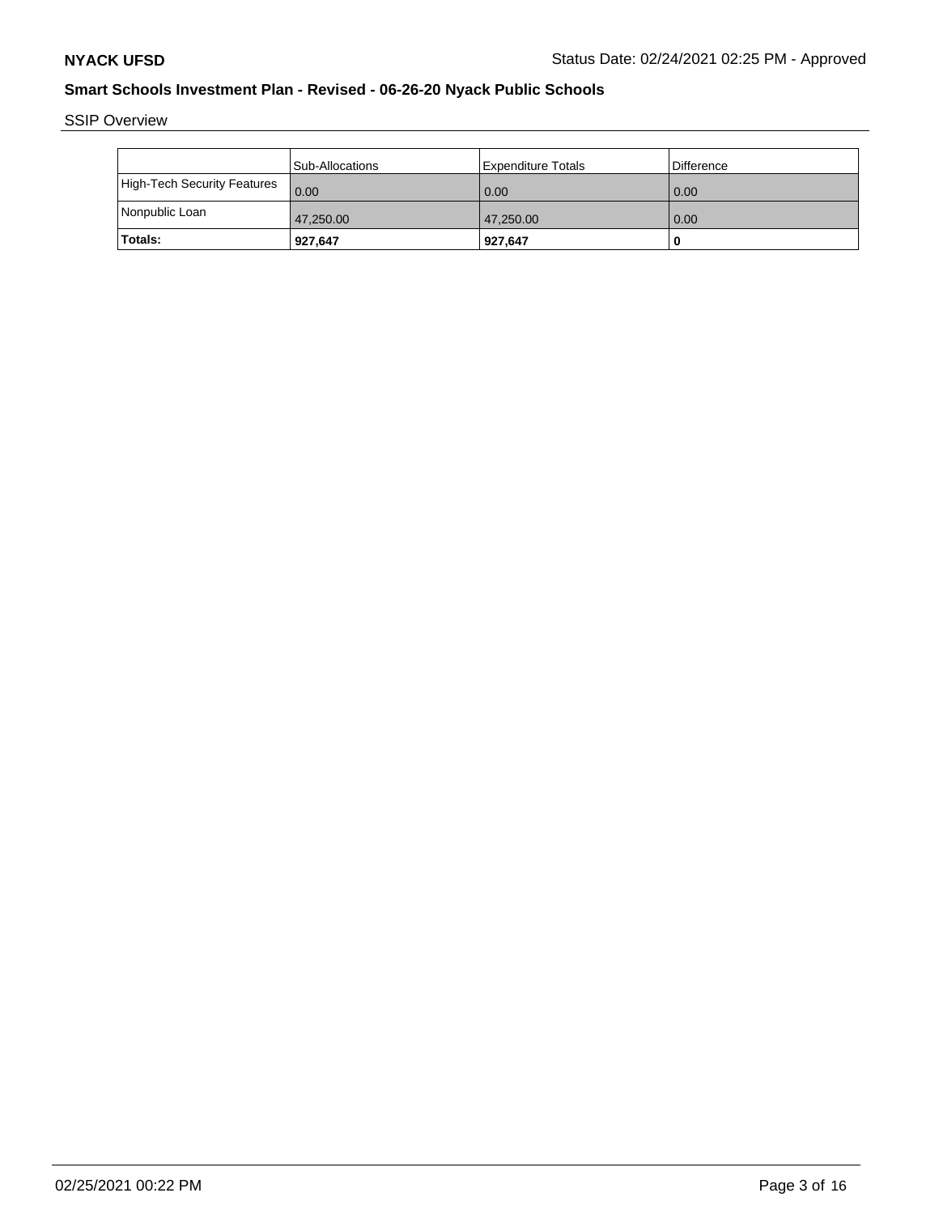SSIP Overview

| | Sub-Allocations | Expenditure Totals | Difference |
|---|---|---|---|
| High-Tech Security Features | 0.00 | 0.00 | 0.00 |
| Nonpublic Loan | 47,250.00 | 47,250.00 | 0.00 |
| **Totals:** | **927,647** | **927,647** | **0** |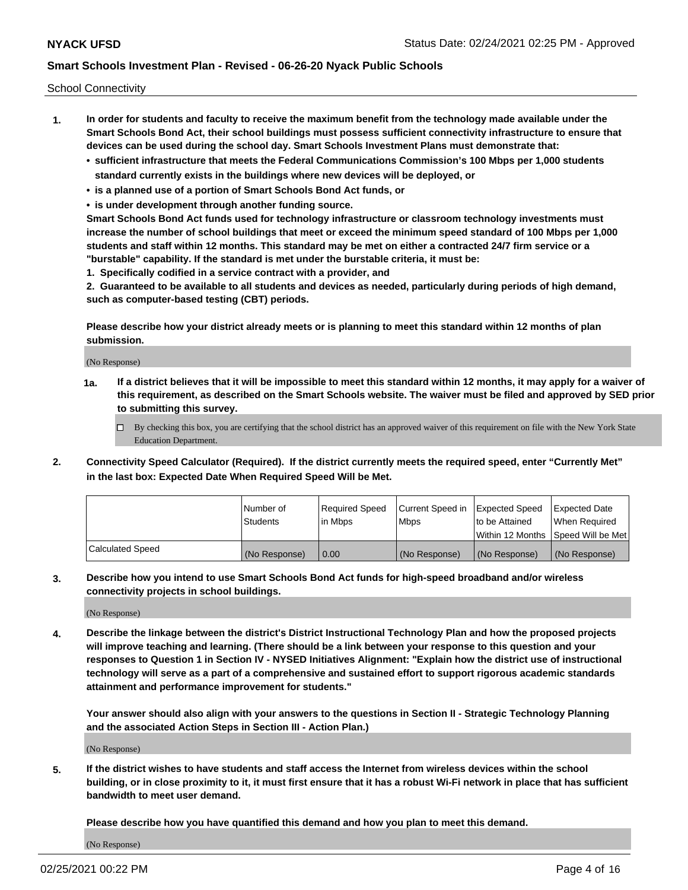School Connectivity

1. **In order for students and faculty to receive the maximum benefit from the technology made available under the Smart Schools Bond Act, their school buildings must possess sufficient connectivity infrastructure to ensure that devices can be used during the school day. Smart Schools Investment Plans must demonstrate that:**
   - **sufficient infrastructure that meets the Federal Communications Commission's 100 Mbps per 1,000 students standard currently exists in the buildings where new devices will be deployed, or**
   - **is a planned use of a portion of Smart Schools Bond Act funds, or**
   - **is under development through another funding source.**

   **Smart Schools Bond Act funds used for technology infrastructure or classroom technology investments must increase the number of school buildings that meet or exceed the minimum speed standard of 100 Mbps per 1,000 students and staff within 12 months. This standard may be met on either a contracted 24/7 firm service or a "burstable" capability. If the standard is met under the burstable criteria, it must be:**

   **1. Specifically codified in a service contract with a provider, and**

   **2. Guaranteed to be available to all students and devices as needed, particularly during periods of high demand, such as computer-based testing (CBT) periods.**

   **Please describe how your district already meets or is planning to meet this standard within 12 months of plan submission.**

   (No Response)

   **1a. If a district believes that it will be impossible to meet this standard within 12 months, it may apply for a waiver of this requirement, as described on the Smart Schools website. The waiver must be filed and approved by SED prior to submitting this survey.**

   ☐ By checking this box, you are certifying that the school district has an approved waiver of this requirement on file with the New York State Education Department.

2. **Connectivity Speed Calculator (Required). If the district currently meets the required speed, enter "Currently Met" in the last box: Expected Date When Required Speed Will be Met.**

| | Number of Students | Required Speed in Mbps | Current Speed in Mbps | Expected Speed to be Attained Within 12 Months | Expected Date When Required Speed Will be Met |
|---|---|---|---|---|---|
| Calculated Speed | (No Response) | 0.00 | (No Response) | (No Response) | (No Response) |

3. **Describe how you intend to use Smart Schools Bond Act funds for high-speed broadband and/or wireless connectivity projects in school buildings.**

   (No Response)

4. **Describe the linkage between the district's District Instructional Technology Plan and how the proposed projects will improve teaching and learning. (There should be a link between your response to this question and your responses to Question 1 in Section IV - NYSED Initiatives Alignment: "Explain how the district use of instructional technology will serve as a part of a comprehensive and sustained effort to support rigorous academic standards attainment and performance improvement for students."**

   **Your answer should also align with your answers to the questions in Section II - Strategic Technology Planning and the associated Action Steps in Section III - Action Plan.)**

   (No Response)

5. **If the district wishes to have students and staff access the Internet from wireless devices within the school building, or in close proximity to it, it must first ensure that it has a robust Wi-Fi network in place that has sufficient bandwidth to meet user demand.**

   **Please describe how you have quantified this demand and how you plan to meet this demand.**

   (No Response)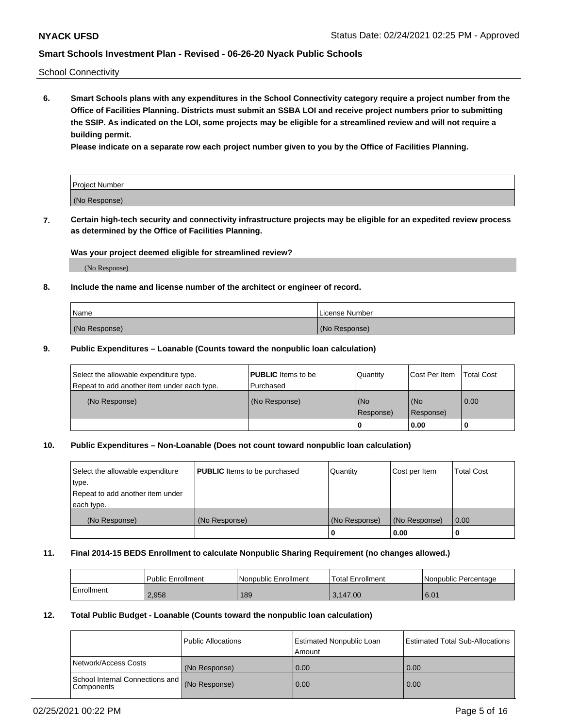School Connectivity

**6. Smart Schools plans with any expenditures in the School Connectivity category require a project number from the Office of Facilities Planning. Districts must submit an SSBA LOI and receive project numbers prior to submitting the SSIP. As indicated on the LOI, some projects may be eligible for a streamlined review and will not require a building permit.**

**Please indicate on a separate row each project number given to you by the Office of Facilities Planning.**

| Project Number |
|---|
| (No Response) |

**7. Certain high-tech security and connectivity infrastructure projects may be eligible for an expedited review process as determined by the Office of Facilities Planning.**

**Was your project deemed eligible for streamlined review?**

(No Response)

**8. Include the name and license number of the architect or engineer of record.**

| Name | License Number |
|---|---|
| (No Response) | (No Response) |

**9. Public Expenditures – Loanable (Counts toward the nonpublic loan calculation)**

| Select the allowable expenditure type. Repeat to add another item under each type. | **PUBLIC** Items to be Purchased | Quantity | Cost Per Item | Total Cost |
|---|---|---|---|---|
| (No Response) | (No Response) | (No Response) | (No Response) | 0.00 |
| | | 0 | 0.00 | 0 |

**10. Public Expenditures – Non-Loanable (Does not count toward nonpublic loan calculation)**

| Select the allowable expenditure type. Repeat to add another item under each type. | **PUBLIC** Items to be purchased | Quantity | Cost per Item | Total Cost |
|---|---|---|---|---|
| (No Response) | (No Response) | (No Response) | (No Response) | 0.00 |
| | | 0 | 0.00 | 0 |

**11. Final 2014-15 BEDS Enrollment to calculate Nonpublic Sharing Requirement (no changes allowed.)**

| | Public Enrollment | Nonpublic Enrollment | Total Enrollment | Nonpublic Percentage |
|---|---|---|---|---|
| Enrollment | 2,958 | 189 | 3,147.00 | 6.01 |

**12. Total Public Budget - Loanable (Counts toward the nonpublic loan calculation)**

| | Public Allocations | Estimated Nonpublic Loan Amount | Estimated Total Sub-Allocations |
|---|---|---|---|
| Network/Access Costs | (No Response) | 0.00 | 0.00 |
| School Internal Connections and Components | (No Response) | 0.00 | 0.00 |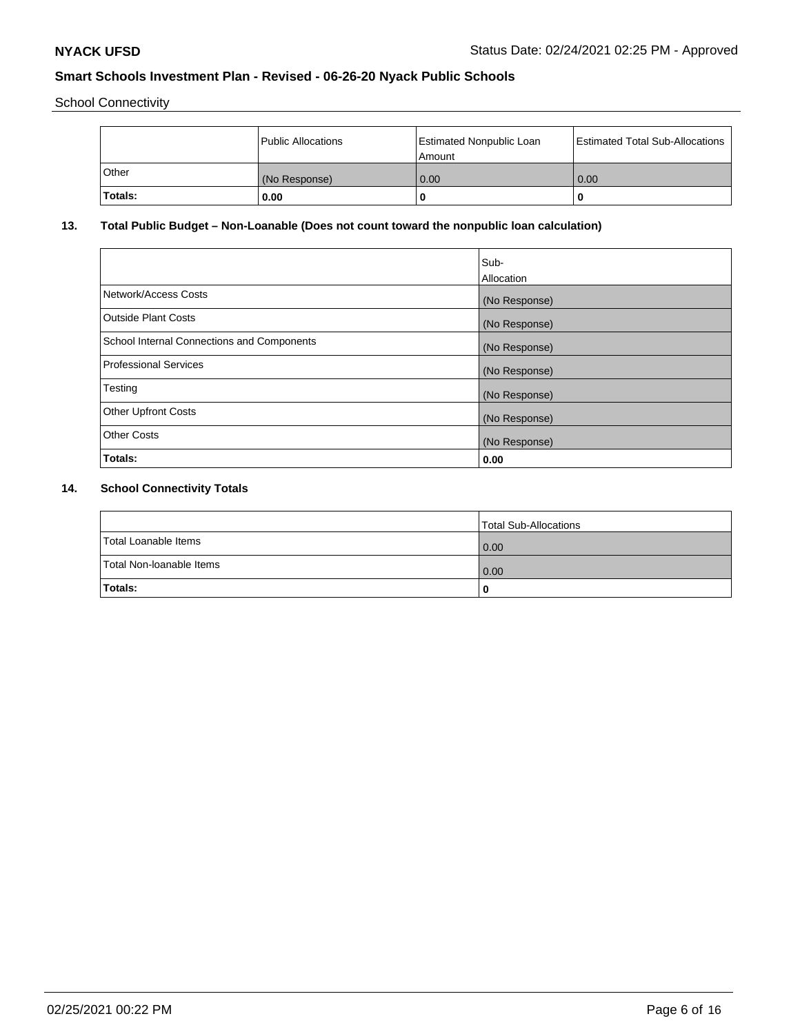School Connectivity

|  | Public Allocations | Estimated Nonpublic Loan Amount | Estimated Total Sub-Allocations |
| --- | --- | --- | --- |
| Other | (No Response) | 0.00 | 0.00 |
| **Totals:** | **0.00** | **0** | **0** |

## 13. Total Public Budget – Non-Loanable (Does not count toward the nonpublic loan calculation)

|  | Sub-Allocation |
| --- | --- |
| Network/Access Costs | (No Response) |
| Outside Plant Costs | (No Response) |
| School Internal Connections and Components | (No Response) |
| Professional Services | (No Response) |
| Testing | (No Response) |
| Other Upfront Costs | (No Response) |
| Other Costs | (No Response) |
| **Totals:** | **0.00** |

## 14. School Connectivity Totals

|  | Total Sub-Allocations |
| --- | --- |
| Total Loanable Items | 0.00 |
| Total Non-loanable Items | 0.00 |
| **Totals:** | **0** |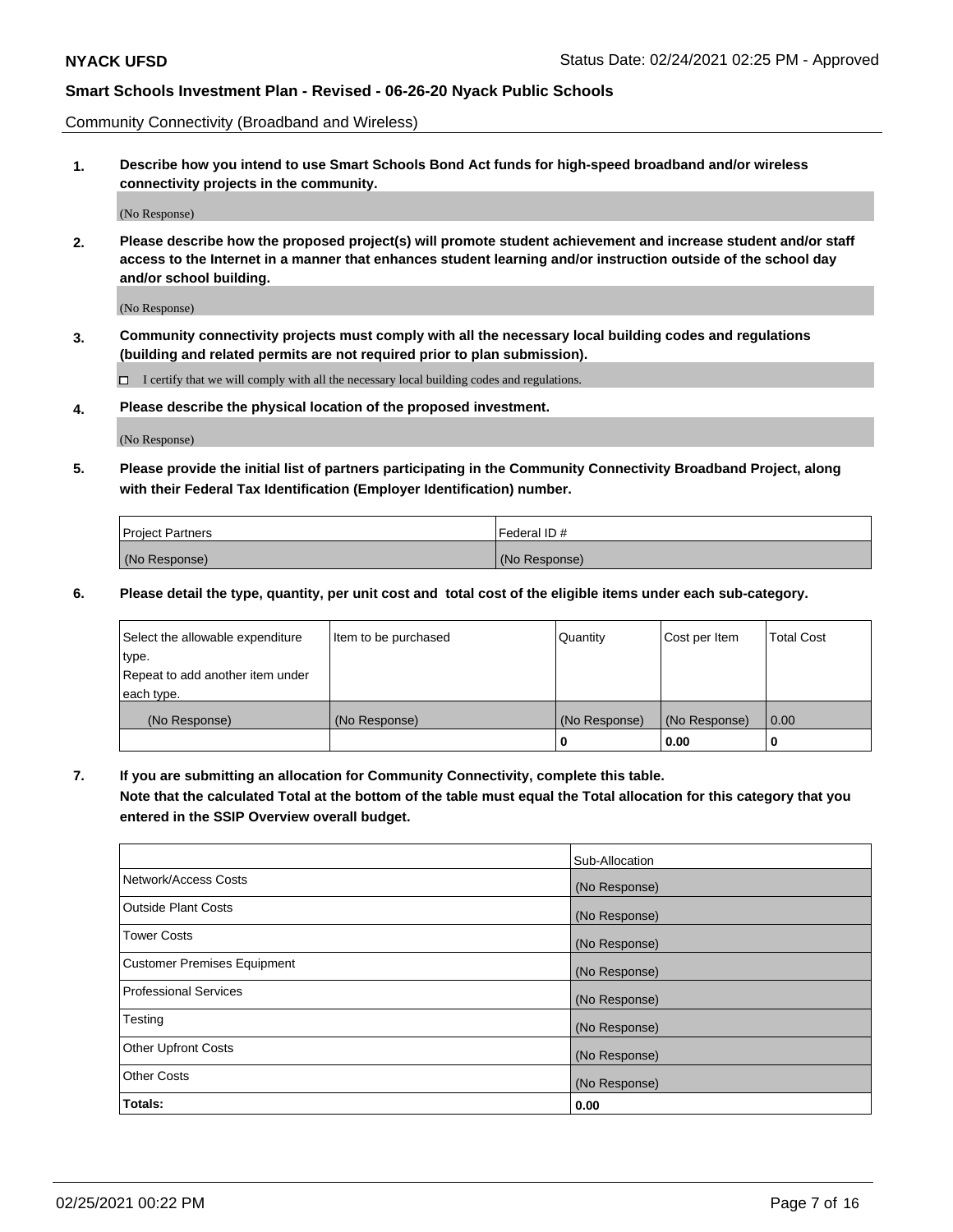Community Connectivity (Broadband and Wireless)

**1. Describe how you intend to use Smart Schools Bond Act funds for high-speed broadband and/or wireless connectivity projects in the community.**

(No Response)

**2. Please describe how the proposed project(s) will promote student achievement and increase student and/or staff access to the Internet in a manner that enhances student learning and/or instruction outside of the school day and/or school building.**

(No Response)

**3. Community connectivity projects must comply with all the necessary local building codes and regulations (building and related permits are not required prior to plan submission).**

☐ I certify that we will comply with all the necessary local building codes and regulations.

**4. Please describe the physical location of the proposed investment.**

(No Response)

**5. Please provide the initial list of partners participating in the Community Connectivity Broadband Project, along with their Federal Tax Identification (Employer Identification) number.**

| Project Partners | Federal ID # |
| --- | --- |
| (No Response) | (No Response) |

**6. Please detail the type, quantity, per unit cost and total cost of the eligible items under each sub-category.**

| Select the allowable expenditure type. Repeat to add another item under each type. | Item to be purchased | Quantity | Cost per Item | Total Cost |
| --- | --- | --- | --- | --- |
| (No Response) | (No Response) | (No Response) | (No Response) | 0.00 |
| | | 0 | 0.00 | 0 |

**7. If you are submitting an allocation for Community Connectivity, complete this table. Note that the calculated Total at the bottom of the table must equal the Total allocation for this category that you entered in the SSIP Overview overall budget.**

| | Sub-Allocation |
| --- | --- |
| Network/Access Costs | (No Response) |
| Outside Plant Costs | (No Response) |
| Tower Costs | (No Response) |
| Customer Premises Equipment | (No Response) |
| Professional Services | (No Response) |
| Testing | (No Response) |
| Other Upfront Costs | (No Response) |
| Other Costs | (No Response) |
| **Totals:** | **0.00** |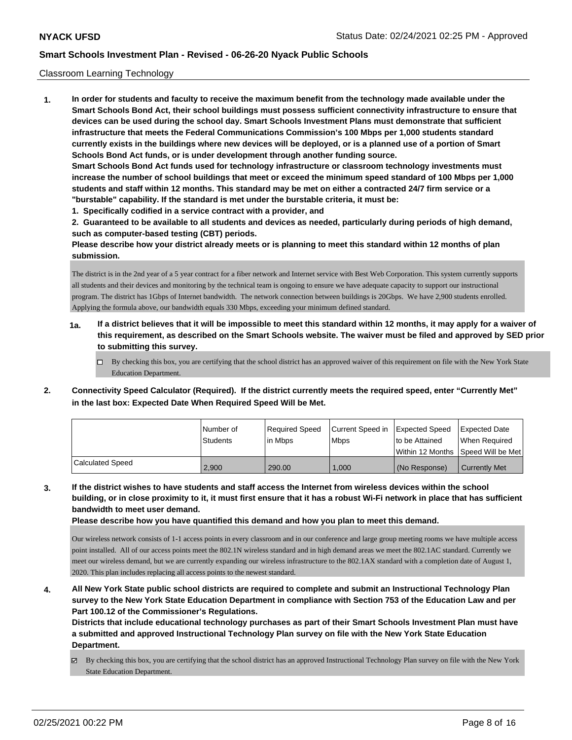Classroom Learning Technology

**1. In order for students and faculty to receive the maximum benefit from the technology made available under the Smart Schools Bond Act, their school buildings must possess sufficient connectivity infrastructure to ensure that devices can be used during the school day. Smart Schools Investment Plans must demonstrate that sufficient infrastructure that meets the Federal Communications Commission's 100 Mbps per 1,000 students standard currently exists in the buildings where new devices will be deployed, or is a planned use of a portion of Smart Schools Bond Act funds, or is under development through another funding source.**

**Smart Schools Bond Act funds used for technology infrastructure or classroom technology investments must increase the number of school buildings that meet or exceed the minimum speed standard of 100 Mbps per 1,000 students and staff within 12 months. This standard may be met on either a contracted 24/7 firm service or a "burstable" capability. If the standard is met under the burstable criteria, it must be:**

**1. Specifically codified in a service contract with a provider, and**

**2. Guaranteed to be available to all students and devices as needed, particularly during periods of high demand, such as computer-based testing (CBT) periods.**

**Please describe how your district already meets or is planning to meet this standard within 12 months of plan submission.**

The district is in the 2nd year of a 5 year contract for a fiber network and Internet service with Best Web Corporation. This system currently supports all students and their devices and monitoring by the technical team is ongoing to ensure we have adequate capacity to support our instructional program. The district has 1Gbps of Internet bandwidth. The network connection between buildings is 20Gbps. We have 2,900 students enrolled. Applying the formula above, our bandwidth equals 330 Mbps, exceeding your minimum defined standard.

**1a. If a district believes that it will be impossible to meet this standard within 12 months, it may apply for a waiver of this requirement, as described on the Smart Schools website. The waiver must be filed and approved by SED prior to submitting this survey.**

☐ By checking this box, you are certifying that the school district has an approved waiver of this requirement on file with the New York State Education Department.

**2. Connectivity Speed Calculator (Required). If the district currently meets the required speed, enter "Currently Met" in the last box: Expected Date When Required Speed Will be Met.**

| | Number of Students | Required Speed in Mbps | Current Speed in Mbps | Expected Speed to be Attained Within 12 Months | Expected Date When Required Speed Will be Met |
|---|---|---|---|---|---|
| Calculated Speed | 2,900 | 290.00 | 1,000 | (No Response) | Currently Met |

**3. If the district wishes to have students and staff access the Internet from wireless devices within the school building, or in close proximity to it, it must first ensure that it has a robust Wi-Fi network in place that has sufficient bandwidth to meet user demand.**

**Please describe how you have quantified this demand and how you plan to meet this demand.**

Our wireless network consists of 1-1 access points in every classroom and in our conference and large group meeting rooms we have multiple access point installed. All of our access points meet the 802.1N wireless standard and in high demand areas we meet the 802.1AC standard. Currently we meet our wireless demand, but we are currently expanding our wireless infrastructure to the 802.1AX standard with a completion date of August 1, 2020. This plan includes replacing all access points to the newest standard.

**4. All New York State public school districts are required to complete and submit an Instructional Technology Plan survey to the New York State Education Department in compliance with Section 753 of the Education Law and per Part 100.12 of the Commissioner's Regulations.**

**Districts that include educational technology purchases as part of their Smart Schools Investment Plan must have a submitted and approved Instructional Technology Plan survey on file with the New York State Education Department.**

☑ By checking this box, you are certifying that the school district has an approved Instructional Technology Plan survey on file with the New York State Education Department.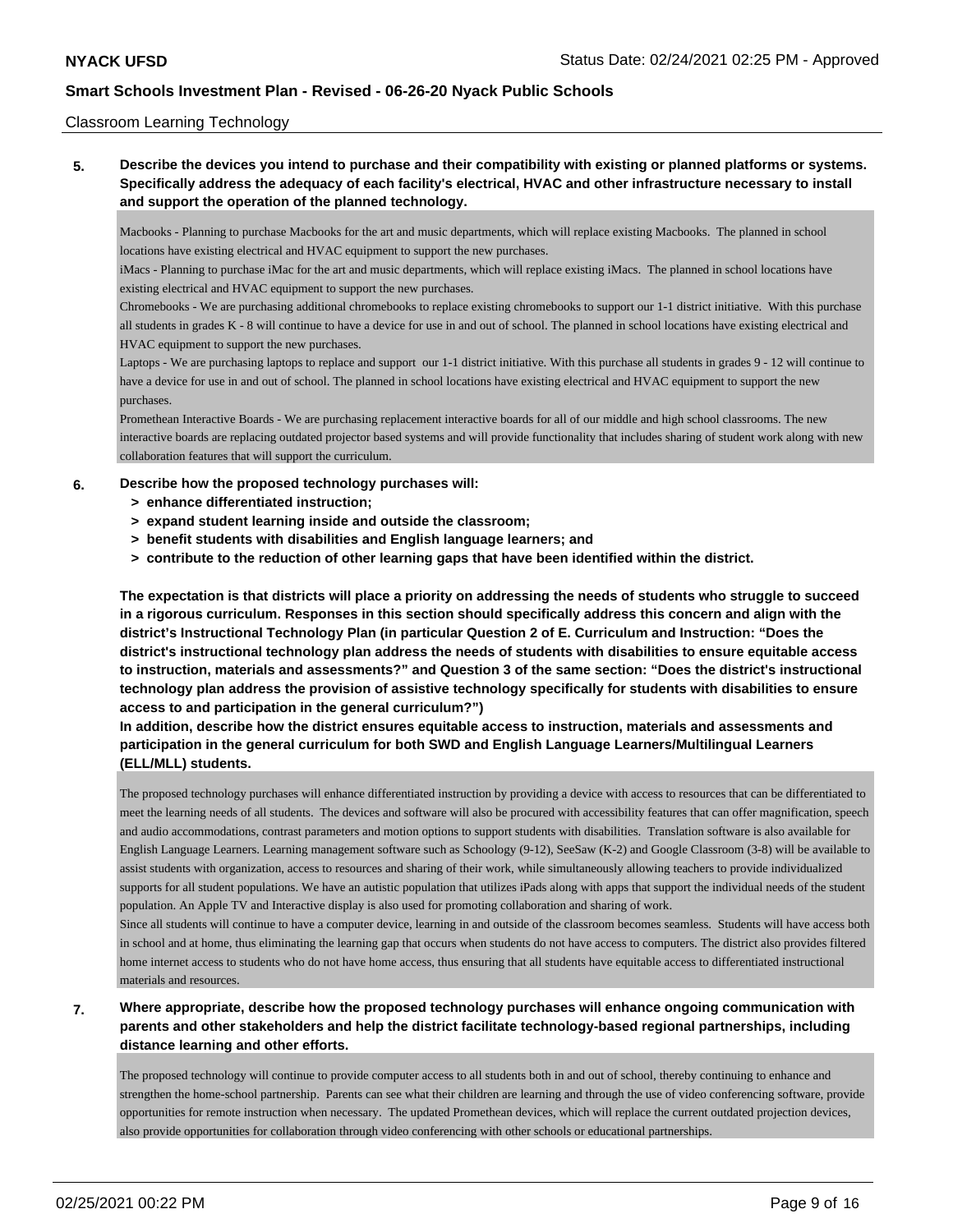Classroom Learning Technology

**5. Describe the devices you intend to purchase and their compatibility with existing or planned platforms or systems. Specifically address the adequacy of each facility's electrical, HVAC and other infrastructure necessary to install and support the operation of the planned technology.**

Macbooks - Planning to purchase Macbooks for the art and music departments, which will replace existing Macbooks. The planned in school locations have existing electrical and HVAC equipment to support the new purchases.
iMacs - Planning to purchase iMac for the art and music departments, which will replace existing iMacs. The planned in school locations have existing electrical and HVAC equipment to support the new purchases.
Chromebooks - We are purchasing additional chromebooks to replace existing chromebooks to support our 1-1 district initiative. With this purchase all students in grades K - 8 will continue to have a device for use in and out of school. The planned in school locations have existing electrical and HVAC equipment to support the new purchases.
Laptops - We are purchasing laptops to replace and support our 1-1 district initiative. With this purchase all students in grades 9 - 12 will continue to have a device for use in and out of school. The planned in school locations have existing electrical and HVAC equipment to support the new purchases.
Promethean Interactive Boards - We are purchasing replacement interactive boards for all of our middle and high school classrooms. The new interactive boards are replacing outdated projector based systems and will provide functionality that includes sharing of student work along with new collaboration features that will support the curriculum.

**6. Describe how the proposed technology purchases will:**
- **> enhance differentiated instruction;**
- **> expand student learning inside and outside the classroom;**
- **> benefit students with disabilities and English language learners; and**
- **> contribute to the reduction of other learning gaps that have been identified within the district.**

**The expectation is that districts will place a priority on addressing the needs of students who struggle to succeed in a rigorous curriculum. Responses in this section should specifically address this concern and align with the district's Instructional Technology Plan (in particular Question 2 of E. Curriculum and Instruction: "Does the district's instructional technology plan address the needs of students with disabilities to ensure equitable access to instruction, materials and assessments?" and Question 3 of the same section: "Does the district's instructional technology plan address the provision of assistive technology specifically for students with disabilities to ensure access to and participation in the general curriculum?")**
**In addition, describe how the district ensures equitable access to instruction, materials and assessments and participation in the general curriculum for both SWD and English Language Learners/Multilingual Learners (ELL/MLL) students.**

The proposed technology purchases will enhance differentiated instruction by providing a device with access to resources that can be differentiated to meet the learning needs of all students. The devices and software will also be procured with accessibility features that can offer magnification, speech and audio accommodations, contrast parameters and motion options to support students with disabilities. Translation software is also available for English Language Learners. Learning management software such as Schoology (9-12), SeeSaw (K-2) and Google Classroom (3-8) will be available to assist students with organization, access to resources and sharing of their work, while simultaneously allowing teachers to provide individualized supports for all student populations. We have an autistic population that utilizes iPads along with apps that support the individual needs of the student population. An Apple TV and Interactive display is also used for promoting collaboration and sharing of work.
Since all students will continue to have a computer device, learning in and outside of the classroom becomes seamless. Students will have access both in school and at home, thus eliminating the learning gap that occurs when students do not have access to computers. The district also provides filtered home internet access to students who do not have home access, thus ensuring that all students have equitable access to differentiated instructional materials and resources.

**7. Where appropriate, describe how the proposed technology purchases will enhance ongoing communication with parents and other stakeholders and help the district facilitate technology-based regional partnerships, including distance learning and other efforts.**

The proposed technology will continue to provide computer access to all students both in and out of school, thereby continuing to enhance and strengthen the home-school partnership. Parents can see what their children are learning and through the use of video conferencing software, provide opportunities for remote instruction when necessary. The updated Promethean devices, which will replace the current outdated projection devices, also provide opportunities for collaboration through video conferencing with other schools or educational partnerships.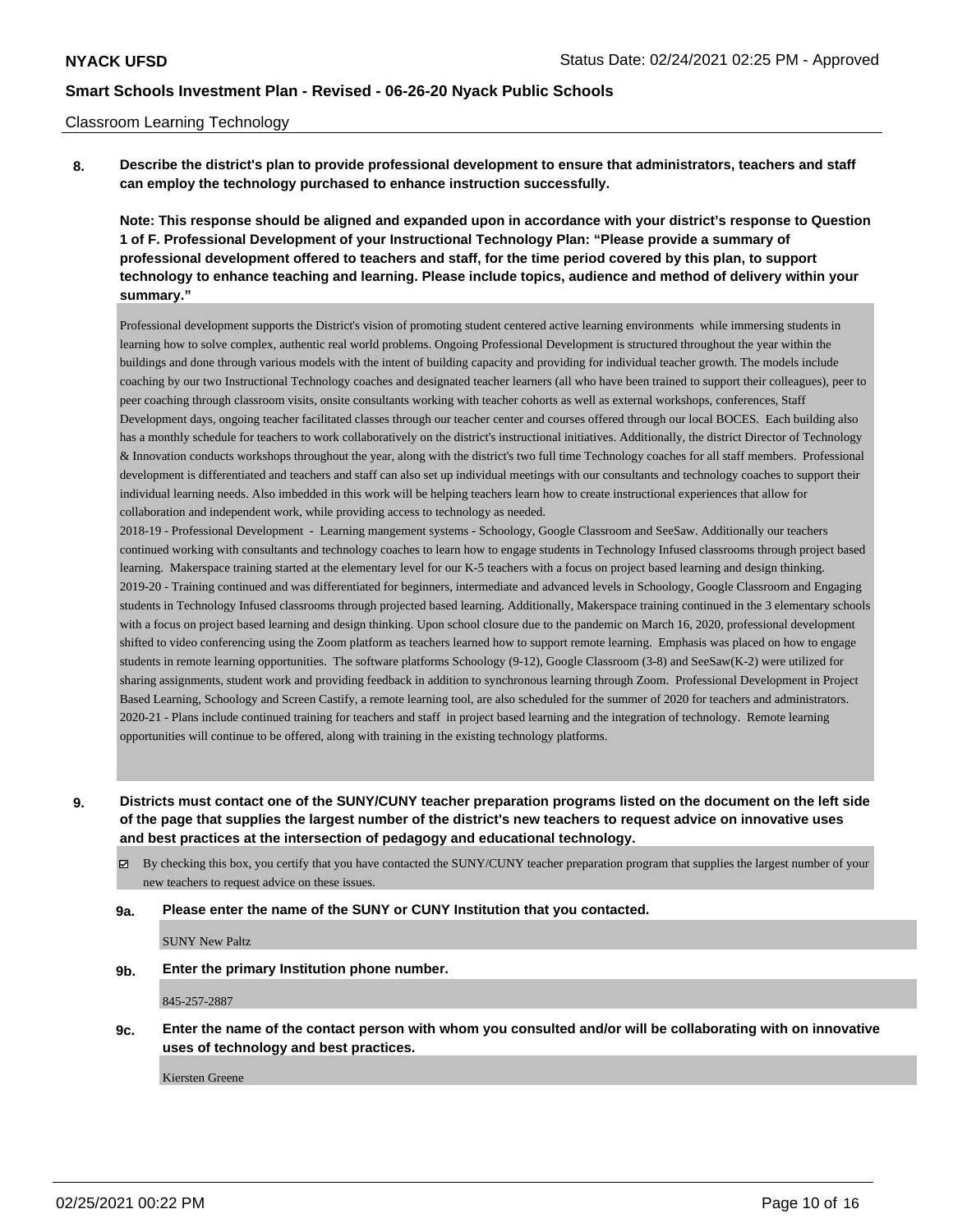Classroom Learning Technology

**8. Describe the district's plan to provide professional development to ensure that administrators, teachers and staff can employ the technology purchased to enhance instruction successfully.**

**Note: This response should be aligned and expanded upon in accordance with your district's response to Question 1 of F. Professional Development of your Instructional Technology Plan: "Please provide a summary of professional development offered to teachers and staff, for the time period covered by this plan, to support technology to enhance teaching and learning. Please include topics, audience and method of delivery within your summary."**

Professional development supports the District's vision of promoting student centered active learning environments while immersing students in learning how to solve complex, authentic real world problems. Ongoing Professional Development is structured throughout the year within the buildings and done through various models with the intent of building capacity and providing for individual teacher growth. The models include coaching by our two Instructional Technology coaches and designated teacher learners (all who have been trained to support their colleagues), peer to peer coaching through classroom visits, onsite consultants working with teacher cohorts as well as external workshops, conferences, Staff Development days, ongoing teacher facilitated classes through our teacher center and courses offered through our local BOCES. Each building also has a monthly schedule for teachers to work collaboratively on the district's instructional initiatives. Additionally, the district Director of Technology & Innovation conducts workshops throughout the year, along with the district's two full time Technology coaches for all staff members. Professional development is differentiated and teachers and staff can also set up individual meetings with our consultants and technology coaches to support their individual learning needs. Also imbedded in this work will be helping teachers learn how to create instructional experiences that allow for collaboration and independent work, while providing access to technology as needed.

2018-19 - Professional Development - Learning mangement systems - Schoology, Google Classroom and SeeSaw. Additionally our teachers continued working with consultants and technology coaches to learn how to engage students in Technology Infused classrooms through project based learning. Makerspace training started at the elementary level for our K-5 teachers with a focus on project based learning and design thinking.

2019-20 - Training continued and was differentiated for beginners, intermediate and advanced levels in Schoology, Google Classroom and Engaging students in Technology Infused classrooms through projected based learning. Additionally, Makerspace training continued in the 3 elementary schools with a focus on project based learning and design thinking. Upon school closure due to the pandemic on March 16, 2020, professional development shifted to video conferencing using the Zoom platform as teachers learned how to support remote learning. Emphasis was placed on how to engage students in remote learning opportunities. The software platforms Schoology (9-12), Google Classroom (3-8) and SeeSaw(K-2) were utilized for sharing assignments, student work and providing feedback in addition to synchronous learning through Zoom. Professional Development in Project Based Learning, Schoology and Screen Castify, a remote learning tool, are also scheduled for the summer of 2020 for teachers and administrators.

2020-21 - Plans include continued training for teachers and staff in project based learning and the integration of technology. Remote learning opportunities will continue to be offered, along with training in the existing technology platforms.

**9. Districts must contact one of the SUNY/CUNY teacher preparation programs listed on the document on the left side of the page that supplies the largest number of the district's new teachers to request advice on innovative uses and best practices at the intersection of pedagogy and educational technology.**

- [x] By checking this box, you certify that you have contacted the SUNY/CUNY teacher preparation program that supplies the largest number of your new teachers to request advice on these issues.

**9a. Please enter the name of the SUNY or CUNY Institution that you contacted.**

SUNY New Paltz

**9b. Enter the primary Institution phone number.**

845-257-2887

**9c. Enter the name of the contact person with whom you consulted and/or will be collaborating with on innovative uses of technology and best practices.**

Kiersten Greene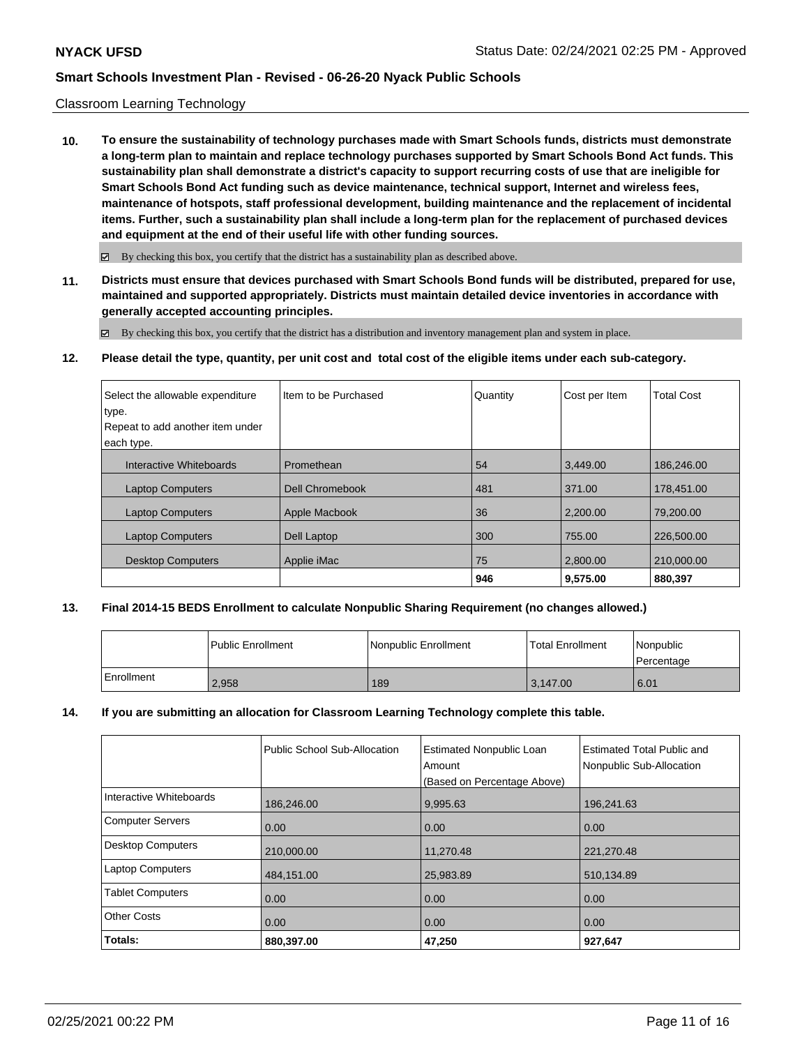Classroom Learning Technology

**10. To ensure the sustainability of technology purchases made with Smart Schools funds, districts must demonstrate a long-term plan to maintain and replace technology purchases supported by Smart Schools Bond Act funds. This sustainability plan shall demonstrate a district's capacity to support recurring costs of use that are ineligible for Smart Schools Bond Act funding such as device maintenance, technical support, Internet and wireless fees, maintenance of hotspots, staff professional development, building maintenance and the replacement of incidental items. Further, such a sustainability plan shall include a long-term plan for the replacement of purchased devices and equipment at the end of their useful life with other funding sources.**

☑ By checking this box, you certify that the district has a sustainability plan as described above.

**11. Districts must ensure that devices purchased with Smart Schools Bond funds will be distributed, prepared for use, maintained and supported appropriately. Districts must maintain detailed device inventories in accordance with generally accepted accounting principles.**

☑ By checking this box, you certify that the district has a distribution and inventory management plan and system in place.

**12. Please detail the type, quantity, per unit cost and total cost of the eligible items under each sub-category.**

| Select the allowable expenditure type. Repeat to add another item under each type. | Item to be Purchased | Quantity | Cost per Item | Total Cost |
|---|---|---|---|---|
| Interactive Whiteboards | Promethean | 54 | 3,449.00 | 186,246.00 |
| Laptop Computers | Dell Chromebook | 481 | 371.00 | 178,451.00 |
| Laptop Computers | Apple Macbook | 36 | 2,200.00 | 79,200.00 |
| Laptop Computers | Dell Laptop | 300 | 755.00 | 226,500.00 |
| Desktop Computers | Applie iMac | 75 | 2,800.00 | 210,000.00 |
| | | **946** | **9,575.00** | **880,397** |

**13. Final 2014-15 BEDS Enrollment to calculate Nonpublic Sharing Requirement (no changes allowed.)**

| | Public Enrollment | Nonpublic Enrollment | Total Enrollment | Nonpublic Percentage |
|---|---|---|---|---|
| Enrollment | 2,958 | 189 | 3,147.00 | 6.01 |

**14. If you are submitting an allocation for Classroom Learning Technology complete this table.**

| | Public School Sub-Allocation | Estimated Nonpublic Loan Amount (Based on Percentage Above) | Estimated Total Public and Nonpublic Sub-Allocation |
|---|---|---|---|
| Interactive Whiteboards | 186,246.00 | 9,995.63 | 196,241.63 |
| Computer Servers | 0.00 | 0.00 | 0.00 |
| Desktop Computers | 210,000.00 | 11,270.48 | 221,270.48 |
| Laptop Computers | 484,151.00 | 25,983.89 | 510,134.89 |
| Tablet Computers | 0.00 | 0.00 | 0.00 |
| Other Costs | 0.00 | 0.00 | 0.00 |
| **Totals:** | **880,397.00** | **47,250** | **927,647** |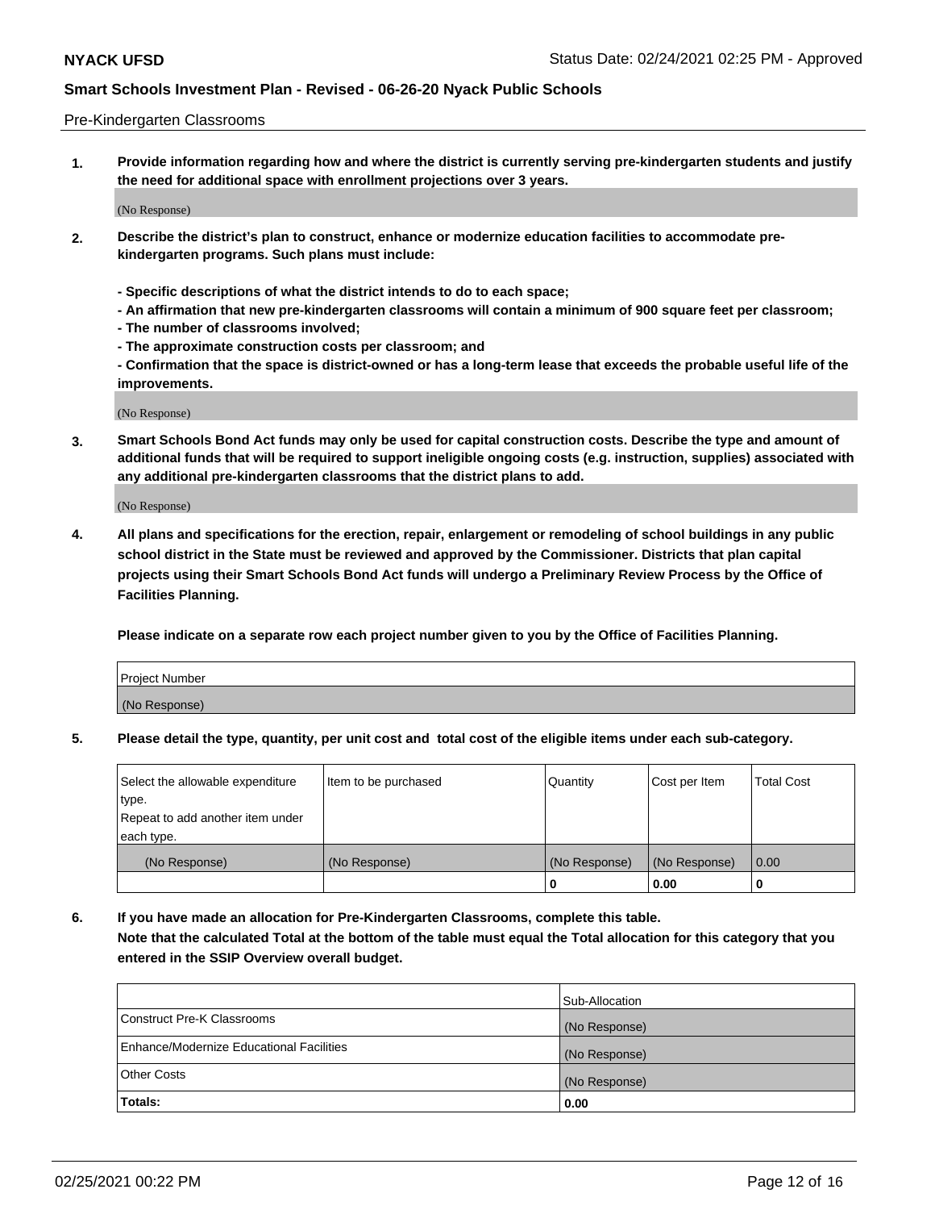Pre-Kindergarten Classrooms

**1. Provide information regarding how and where the district is currently serving pre-kindergarten students and justify the need for additional space with enrollment projections over 3 years.**

(No Response)

**2. Describe the district's plan to construct, enhance or modernize education facilities to accommodate pre-kindergarten programs. Such plans must include:**

**- Specific descriptions of what the district intends to do to each space;**
**- An affirmation that new pre-kindergarten classrooms will contain a minimum of 900 square feet per classroom;**
**- The number of classrooms involved;**
**- The approximate construction costs per classroom; and**
**- Confirmation that the space is district-owned or has a long-term lease that exceeds the probable useful life of the improvements.**

(No Response)

**3. Smart Schools Bond Act funds may only be used for capital construction costs. Describe the type and amount of additional funds that will be required to support ineligible ongoing costs (e.g. instruction, supplies) associated with any additional pre-kindergarten classrooms that the district plans to add.**

(No Response)

**4. All plans and specifications for the erection, repair, enlargement or remodeling of school buildings in any public school district in the State must be reviewed and approved by the Commissioner. Districts that plan capital projects using their Smart Schools Bond Act funds will undergo a Preliminary Review Process by the Office of Facilities Planning.**

**Please indicate on a separate row each project number given to you by the Office of Facilities Planning.**

| Project Number |
|---|
| (No Response) |

**5. Please detail the type, quantity, per unit cost and total cost of the eligible items under each sub-category.**

| Select the allowable expenditure type. Repeat to add another item under each type. | Item to be purchased | Quantity | Cost per Item | Total Cost |
|---|---|---|---|---|
| (No Response) | (No Response) | (No Response) | (No Response) | 0.00 |
| | | 0 | 0.00 | 0 |

**6. If you have made an allocation for Pre-Kindergarten Classrooms, complete this table. Note that the calculated Total at the bottom of the table must equal the Total allocation for this category that you entered in the SSIP Overview overall budget.**

| | Sub-Allocation |
|---|---|
| Construct Pre-K Classrooms | (No Response) |
| Enhance/Modernize Educational Facilities | (No Response) |
| Other Costs | (No Response) |
| **Totals:** | **0.00** |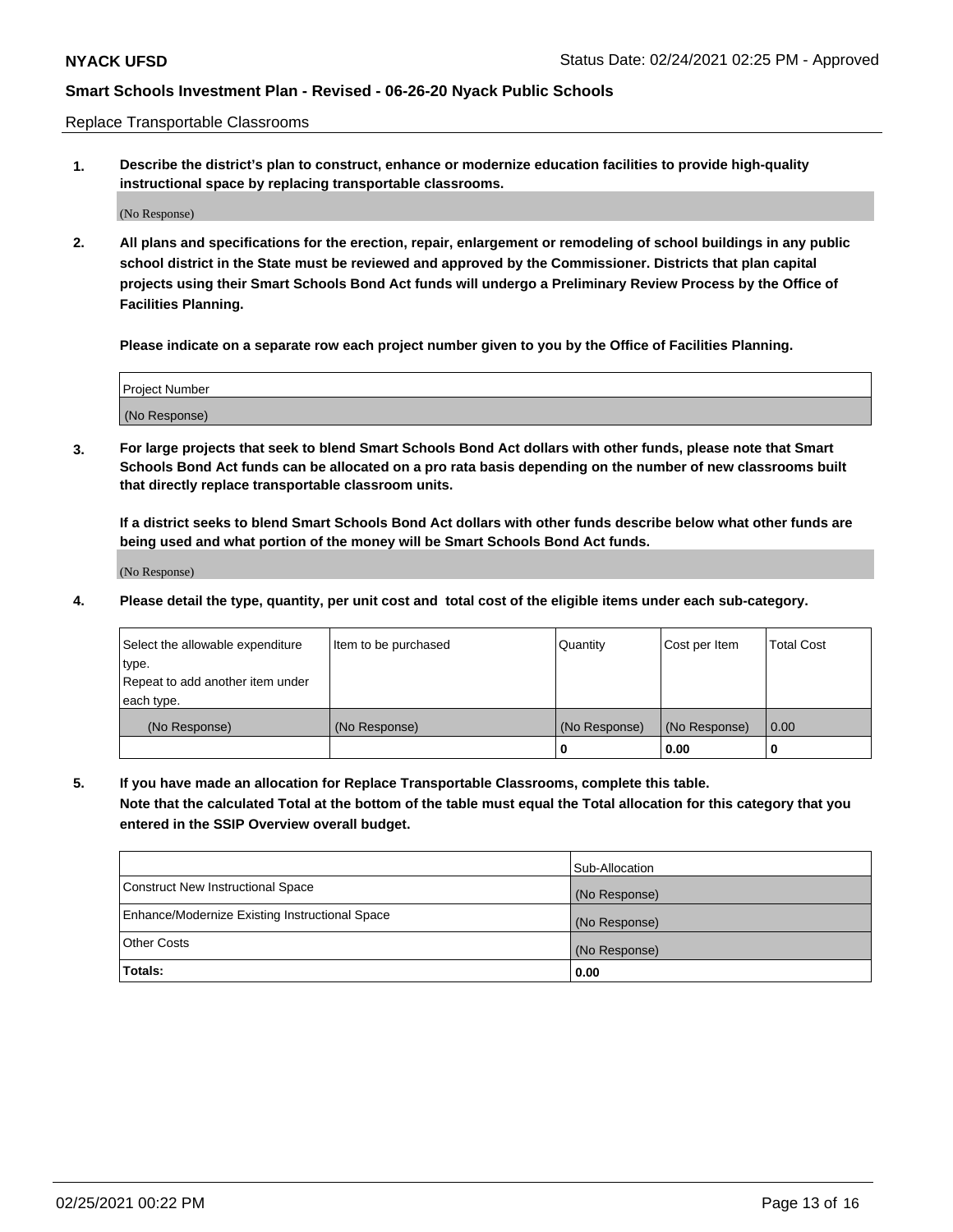Replace Transportable Classrooms

1. **Describe the district's plan to construct, enhance or modernize education facilities to provide high-quality instructional space by replacing transportable classrooms.**

(No Response)

2. **All plans and specifications for the erection, repair, enlargement or remodeling of school buildings in any public school district in the State must be reviewed and approved by the Commissioner. Districts that plan capital projects using their Smart Schools Bond Act funds will undergo a Preliminary Review Process by the Office of Facilities Planning.**

   **Please indicate on a separate row each project number given to you by the Office of Facilities Planning.**

| Project Number |
|---|
| (No Response) |

3. **For large projects that seek to blend Smart Schools Bond Act dollars with other funds, please note that Smart Schools Bond Act funds can be allocated on a pro rata basis depending on the number of new classrooms built that directly replace transportable classroom units.**

   **If a district seeks to blend Smart Schools Bond Act dollars with other funds describe below what other funds are being used and what portion of the money will be Smart Schools Bond Act funds.**

(No Response)

4. **Please detail the type, quantity, per unit cost and total cost of the eligible items under each sub-category.**

| Select the allowable expenditure type. Repeat to add another item under each type. | Item to be purchased | Quantity | Cost per Item | Total Cost |
|---|---|---|---|---|
| (No Response) | (No Response) | (No Response) | (No Response) | 0.00 |
| | | 0 | 0.00 | 0 |

5. **If you have made an allocation for Replace Transportable Classrooms, complete this table. Note that the calculated Total at the bottom of the table must equal the Total allocation for this category that you entered in the SSIP Overview overall budget.**

| | Sub-Allocation |
|---|---|
| Construct New Instructional Space | (No Response) |
| Enhance/Modernize Existing Instructional Space | (No Response) |
| Other Costs | (No Response) |
| **Totals:** | **0.00** |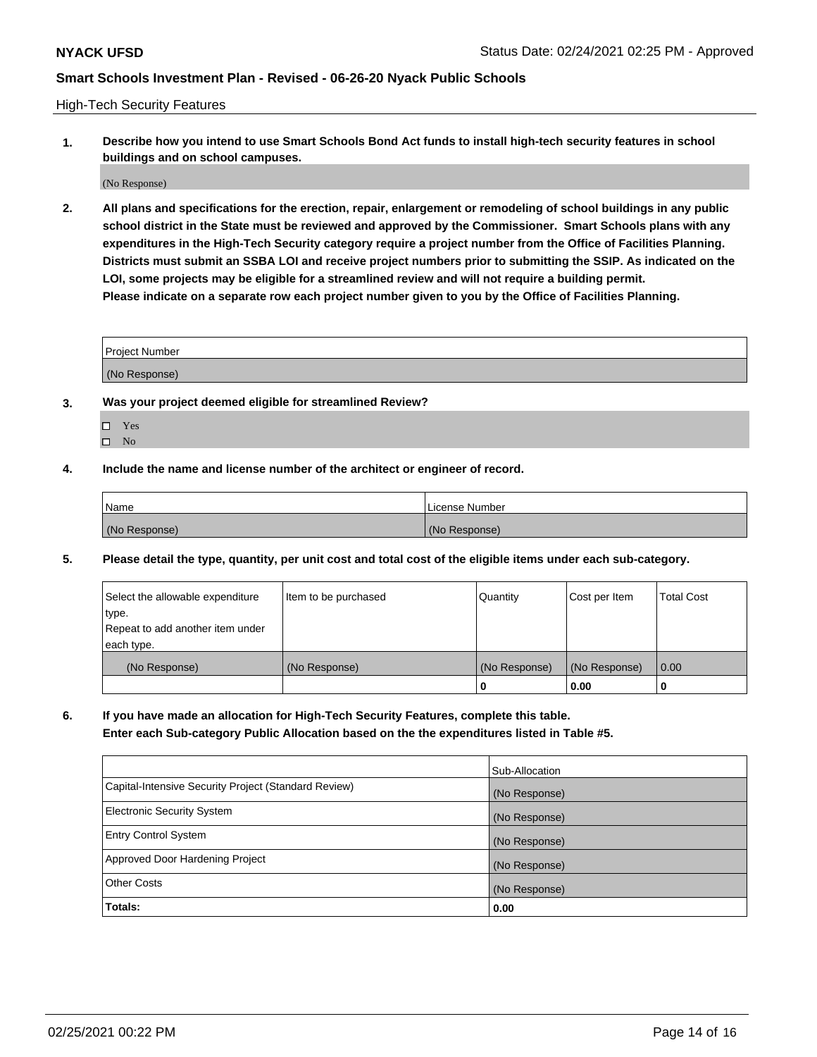High-Tech Security Features

**1. Describe how you intend to use Smart Schools Bond Act funds to install high-tech security features in school buildings and on school campuses.**

(No Response)

**2. All plans and specifications for the erection, repair, enlargement or remodeling of school buildings in any public school district in the State must be reviewed and approved by the Commissioner. Smart Schools plans with any expenditures in the High-Tech Security category require a project number from the Office of Facilities Planning. Districts must submit an SSBA LOI and receive project numbers prior to submitting the SSIP. As indicated on the LOI, some projects may be eligible for a streamlined review and will not require a building permit. Please indicate on a separate row each project number given to you by the Office of Facilities Planning.**

| Project Number |
|---|
| (No Response) |

**3. Was your project deemed eligible for streamlined Review?**

- ☐ Yes
- ☐ No

**4. Include the name and license number of the architect or engineer of record.**

| Name | License Number |
|---|---|
| (No Response) | (No Response) |

**5. Please detail the type, quantity, per unit cost and total cost of the eligible items under each sub-category.**

| Select the allowable expenditure type. Repeat to add another item under each type. | Item to be purchased | Quantity | Cost per Item | Total Cost |
|---|---|---|---|---|
| (No Response) | (No Response) | (No Response) | (No Response) | 0.00 |
| | | 0 | 0.00 | 0 |

**6. If you have made an allocation for High-Tech Security Features, complete this table. Enter each Sub-category Public Allocation based on the the expenditures listed in Table #5.**

| | Sub-Allocation |
|---|---|
| Capital-Intensive Security Project (Standard Review) | (No Response) |
| Electronic Security System | (No Response) |
| Entry Control System | (No Response) |
| Approved Door Hardening Project | (No Response) |
| Other Costs | (No Response) |
| **Totals:** | **0.00** |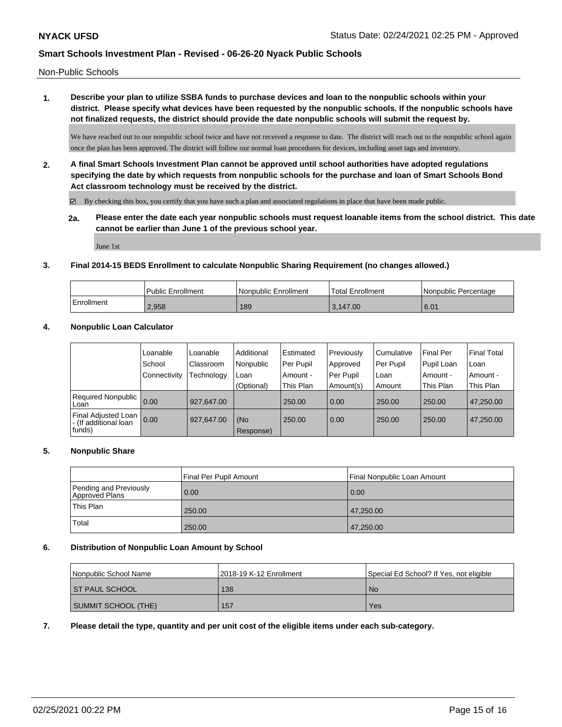Non-Public Schools

**1. Describe your plan to utilize SSBA funds to purchase devices and loan to the nonpublic schools within your district. Please specify what devices have been requested by the nonpublic schools. If the nonpublic schools have not finalized requests, the district should provide the date nonpublic schools will submit the request by.**

We have reached out to our nonpublic school twice and have not received a response to date. The district will reach out to the nonpublic school again once the plan has been approved. The district will follow our normal loan procedures for devices, including asset tags and inventory.

**2. A final Smart Schools Investment Plan cannot be approved until school authorities have adopted regulations specifying the date by which requests from nonpublic schools for the purchase and loan of Smart Schools Bond Act classroom technology must be received by the district.**

☑ By checking this box, you certify that you have such a plan and associated regulations in place that have been made public.

**2a. Please enter the date each year nonpublic schools must request loanable items from the school district. This date cannot be earlier than June 1 of the previous school year.**

June 1st

**3. Final 2014-15 BEDS Enrollment to calculate Nonpublic Sharing Requirement (no changes allowed.)**

| | Public Enrollment | Nonpublic Enrollment | Total Enrollment | Nonpublic Percentage |
|---|---|---|---|---|
| Enrollment | 2,958 | 189 | 3,147.00 | 6.01 |

**4. Nonpublic Loan Calculator**

| | Loanable School Connectivity | Loanable Classroom Technology | Additional Nonpublic Loan (Optional) | Estimated Per Pupil Amount - This Plan | Previously Approved Per Pupil Amount(s) | Cumulative Per Pupil Loan Amount | Final Per Pupil Loan Amount - This Plan | Final Total Loan Amount - This Plan |
|---|---|---|---|---|---|---|---|---|
| Required Nonpublic Loan | 0.00 | 927,647.00 | | 250.00 | 0.00 | 250.00 | 250.00 | 47,250.00 |
| Final Adjusted Loan - (If additional loan funds) | 0.00 | 927,647.00 | (No Response) | 250.00 | 0.00 | 250.00 | 250.00 | 47,250.00 |

**5. Nonpublic Share**

| | Final Per Pupil Amount | Final Nonpublic Loan Amount |
|---|---|---|
| Pending and Previously Approved Plans | 0.00 | 0.00 |
| This Plan | 250.00 | 47,250.00 |
| Total | 250.00 | 47,250.00 |

**6. Distribution of Nonpublic Loan Amount by School**

| Nonpublic School Name | 2018-19 K-12 Enrollment | Special Ed School? If Yes, not eligible |
|---|---|---|
| ST PAUL SCHOOL | 138 | No |
| SUMMIT SCHOOL (THE) | 157 | Yes |

**7. Please detail the type, quantity and per unit cost of the eligible items under each sub-category.**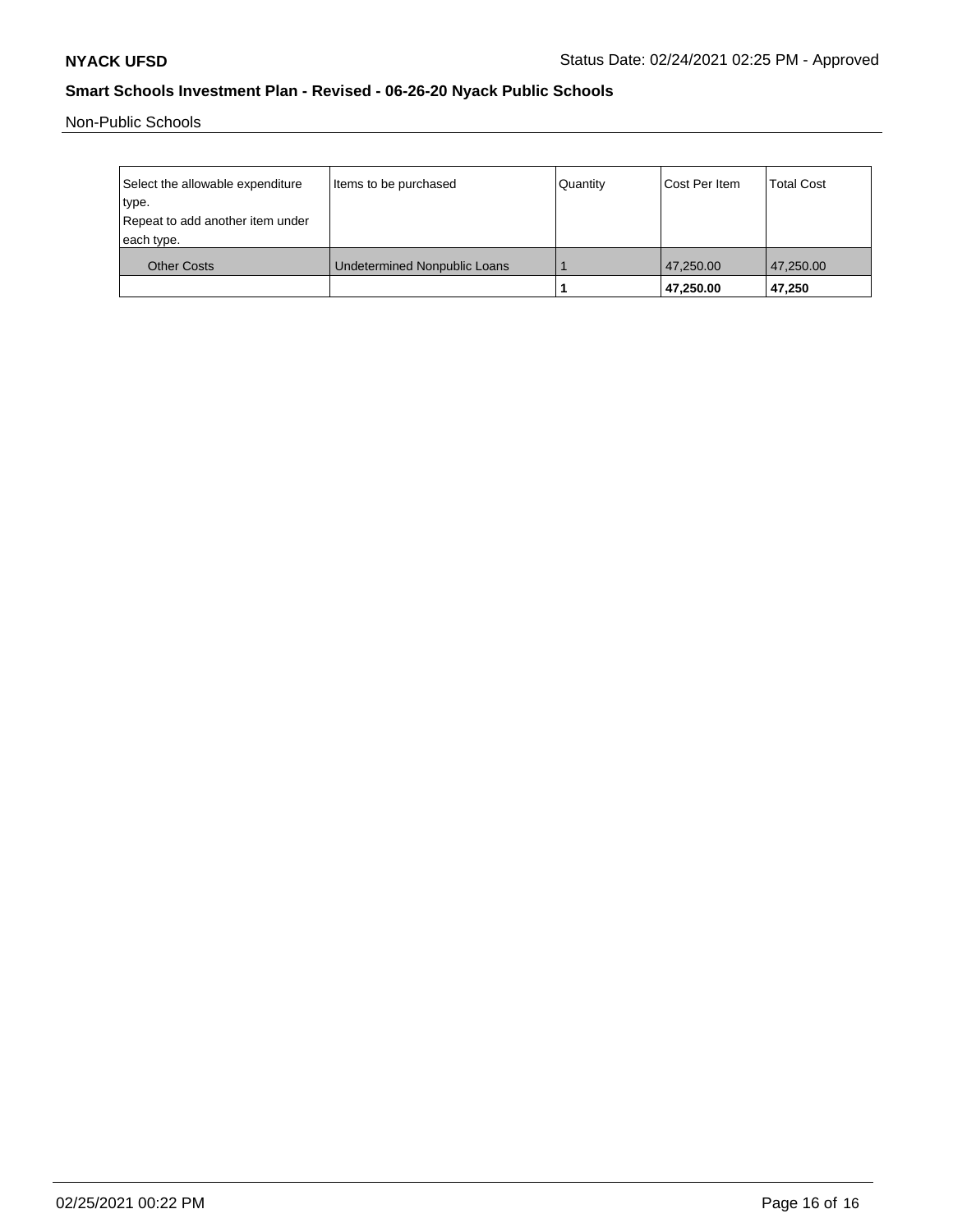Non-Public Schools

| Select the allowable expenditure type. Repeat to add another item under each type. | Items to be purchased | Quantity | Cost Per Item | Total Cost |
|---|---|---|---|---|
| Other Costs | Undetermined Nonpublic Loans | 1 | 47,250.00 | 47,250.00 |
| | | **1** | **47,250.00** | **47,250** |